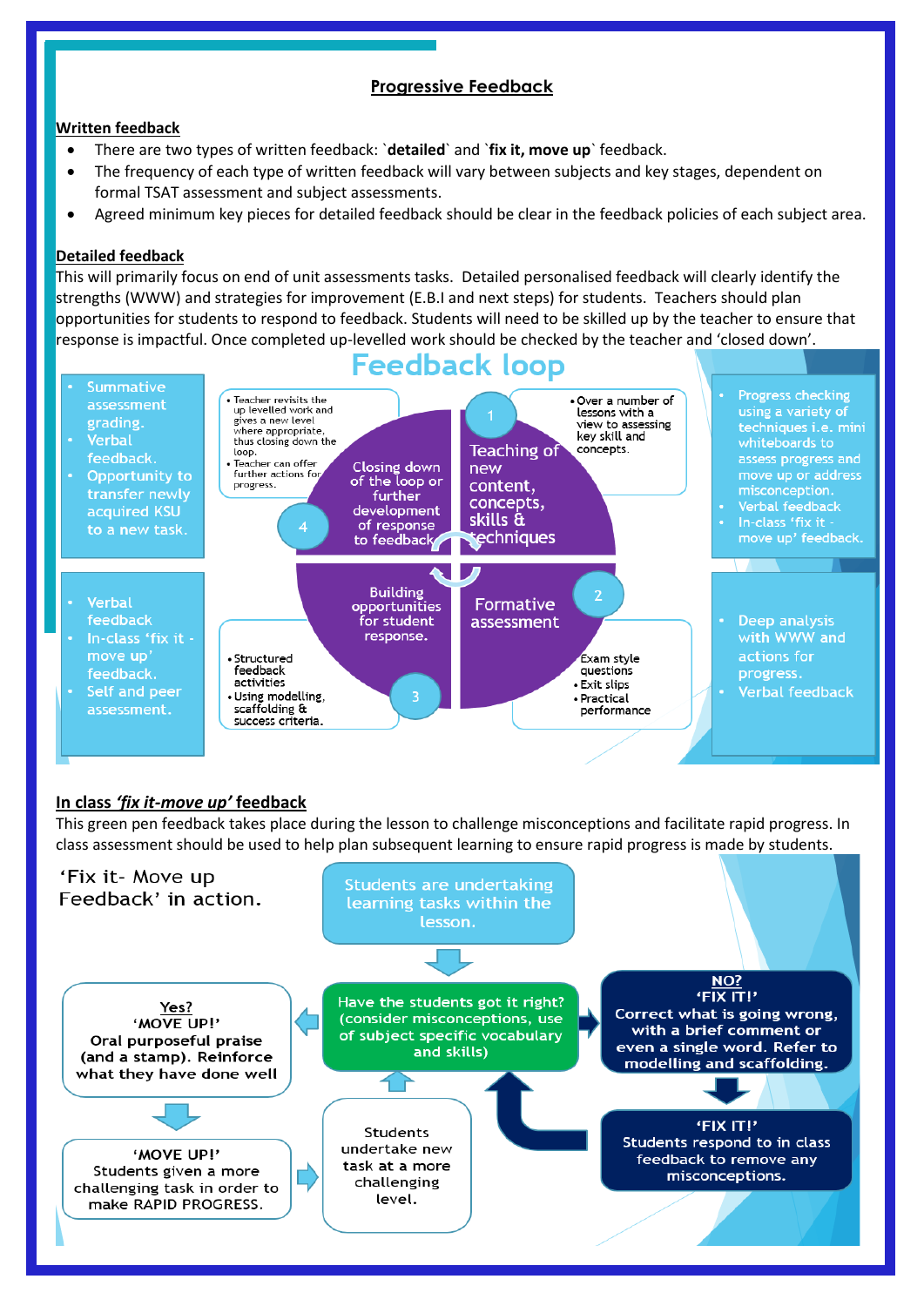# Progressive Feedback

## Written feedback

- There are two types of written feedback: `**detailed**` and `**fix it, move up**` feedback.
- The frequency of each type of written feedback will vary between subjects and key stages, dependent on formal TSAT assessment and subject assessments.
- Agreed minimum key pieces for detailed feedback should be clear in the feedback policies of each subject area.

## Detailed feedback

This will primarily focus on end of unit assessments tasks. Detailed personalised feedback will clearly identify the strengths (WWW) and strategies for improvement (E.B.I and next steps) for students. Teachers should plan opportunities for students to respond to feedback. Students will need to be skilled up by the teacher to ensure that response is impactful. Once completed up-levelled work should be checked by the teacher and 'closed down'.

### Feedback loop

**1. Teaching of new content, concepts, skills & techniques**
- Over a number of lessons with a view to assessing key skill and concepts.

- Progress checking using a variety of techniques i.e. mini whiteboards to assess progress and move up or address misconception.
- Verbal feedback
- In-class 'fix it - move up' feedback.

**2. Formative assessment**
- Exam style questions
- Exit slips
- Practical performance

- Deep analysis with WWW and actions for progress.
- Verbal feedback

**3. Building opportunities for student response.**
- Structured feedback activities
- Using modelling, scaffolding & success criteria.

- Verbal feedback
- In-class 'fix it - move up' feedback.
- Self and peer assessment.

**4. Closing down of the loop or further development of response to feedback**
- Teacher revisits the up levelled work and gives a new level where appropriate, thus closing down the loop.
- Teacher can offer further actions for progress.

- Summative assessment grading.
- Verbal feedback.
- Opportunity to transfer newly acquired KSU to a new task.

## In class *'fix it-move up'* feedback

This green pen feedback takes place during the lesson to challenge misconceptions and facilitate rapid progress. In class assessment should be used to help plan subsequent learning to ensure rapid progress is made by students.

### 'Fix it- Move up Feedback' in action.

1. Students are undertaking learning tasks within the lesson.
2. Have the students got it right? (consider misconceptions, use of subject specific vocabulary and skills)
   - **Yes? 'MOVE UP!'** Oral purposeful praise (and a stamp). Reinforce what they have done well
     - **'MOVE UP!'** Students given a more challenging task in order to make RAPID PROGRESS.
     - Students undertake new task at a more challenging level.
   - **NO? 'FIX IT!'** Correct what is going wrong, with a brief comment or even a single word. Refer to modelling and scaffolding.
     - **'FIX IT!'** Students respond to in class feedback to remove any misconceptions.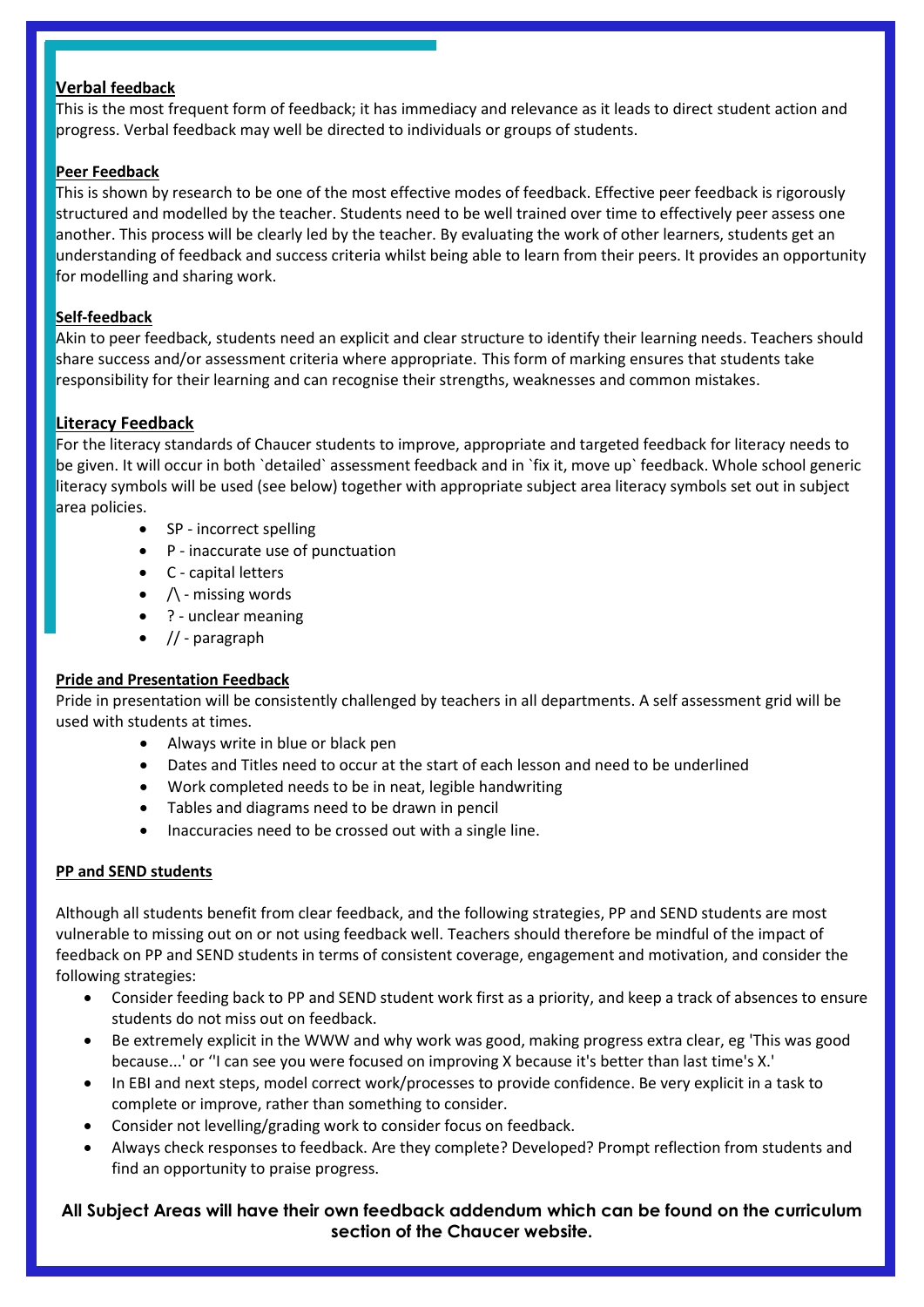**Verbal feedback**

This is the most frequent form of feedback; it has immediacy and relevance as it leads to direct student action and progress. Verbal feedback may well be directed to individuals or groups of students.

**Peer Feedback**

This is shown by research to be one of the most effective modes of feedback. Effective peer feedback is rigorously structured and modelled by the teacher. Students need to be well trained over time to effectively peer assess one another. This process will be clearly led by the teacher. By evaluating the work of other learners, students get an understanding of feedback and success criteria whilst being able to learn from their peers. It provides an opportunity for modelling and sharing work.

**Self-feedback**

Akin to peer feedback, students need an explicit and clear structure to identify their learning needs. Teachers should share success and/or assessment criteria where appropriate. This form of marking ensures that students take responsibility for their learning and can recognise their strengths, weaknesses and common mistakes.

**Literacy Feedback**

For the literacy standards of Chaucer students to improve, appropriate and targeted feedback for literacy needs to be given. It will occur in both `detailed` assessment feedback and in `fix it, move up` feedback. Whole school generic literacy symbols will be used (see below) together with appropriate subject area literacy symbols set out in subject area policies.

- SP - incorrect spelling
- P - inaccurate use of punctuation
- C - capital letters
- /\ - missing words
- ? - unclear meaning
- // - paragraph

**Pride and Presentation Feedback**

Pride in presentation will be consistently challenged by teachers in all departments. A self assessment grid will be used with students at times.

- Always write in blue or black pen
- Dates and Titles need to occur at the start of each lesson and need to be underlined
- Work completed needs to be in neat, legible handwriting
- Tables and diagrams need to be drawn in pencil
- Inaccuracies need to be crossed out with a single line.

**PP and SEND students**

Although all students benefit from clear feedback, and the following strategies, PP and SEND students are most vulnerable to missing out on or not using feedback well. Teachers should therefore be mindful of the impact of feedback on PP and SEND students in terms of consistent coverage, engagement and motivation, and consider the following strategies:

- Consider feeding back to PP and SEND student work first as a priority, and keep a track of absences to ensure students do not miss out on feedback.
- Be extremely explicit in the WWW and why work was good, making progress extra clear, eg 'This was good because...' or ''I can see you were focused on improving X because it's better than last time's X.'
- In EBI and next steps, model correct work/processes to provide confidence. Be very explicit in a task to complete or improve, rather than something to consider.
- Consider not levelling/grading work to consider focus on feedback.
- Always check responses to feedback. Are they complete? Developed? Prompt reflection from students and find an opportunity to praise progress.

**All Subject Areas will have their own feedback addendum which can be found on the curriculum section of the Chaucer website.**